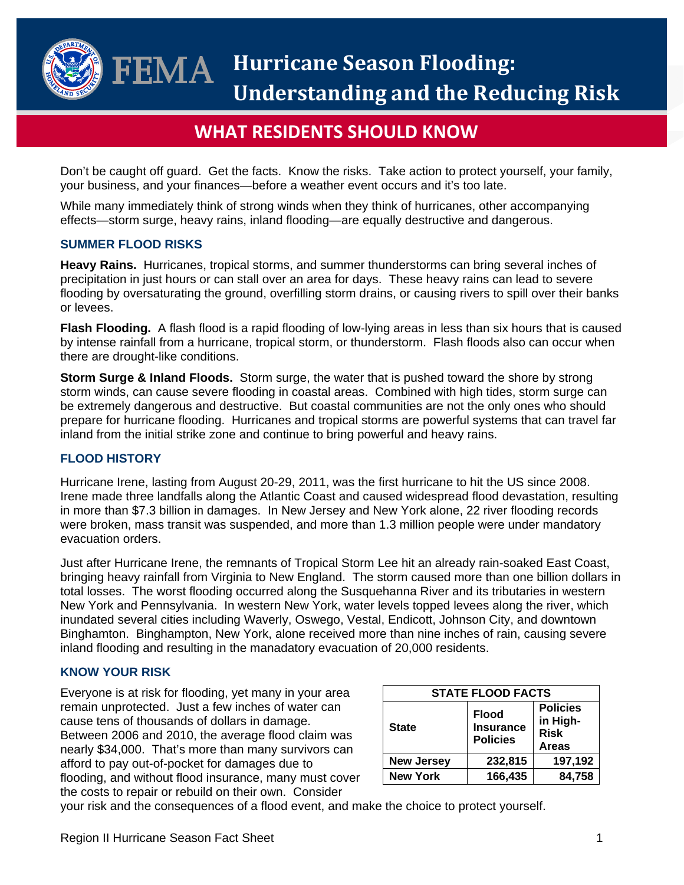# Hurricane Season Flooding: Understanding and the Reducing Risk

## WHAT RESIDENTS SHOULD KNOW

Don't be caught off guard. Get the facts. Know the risks. Take action to protect yourself, your family, your business, and your finances—before a weather event occurs and it's too late.

While many immediately think of strong winds when they think of hurricanes, other accompanying effects—storm surge, heavy rains, inland flooding—are equally destructive and dangerous.

### SUMMER FLOOD RISKS

**Heavy Rains.** Hurricanes, tropical storms, and summer thunderstorms can bring several inches of precipitation in just hours or can stall over an area for days. These heavy rains can lead to severe flooding by oversaturating the ground, overfilling storm drains, or causing rivers to spill over their banks or levees.

**Flash Flooding.** A flash flood is a rapid flooding of low-lying areas in less than six hours that is caused by intense rainfall from a hurricane, tropical storm, or thunderstorm. Flash floods also can occur when there are drought-like conditions.

**Storm Surge & Inland Floods.** Storm surge, the water that is pushed toward the shore by strong storm winds, can cause severe flooding in coastal areas. Combined with high tides, storm surge can be extremely dangerous and destructive. But coastal communities are not the only ones who should prepare for hurricane flooding. Hurricanes and tropical storms are powerful systems that can travel far inland from the initial strike zone and continue to bring powerful and heavy rains.

### FLOOD HISTORY

Hurricane Irene, lasting from August 20-29, 2011, was the first hurricane to hit the US since 2008. Irene made three landfalls along the Atlantic Coast and caused widespread flood devastation, resulting in more than $7.3 billion in damages. In New Jersey and New York alone, 22 river flooding records were broken, mass transit was suspended, and more than 1.3 million people were under mandatory evacuation orders.

Just after Hurricane Irene, the remnants of Tropical Storm Lee hit an already rain-soaked East Coast, bringing heavy rainfall from Virginia to New England. The storm caused more than one billion dollars in total losses. The worst flooding occurred along the Susquehanna River and its tributaries in western New York and Pennsylvania. In western New York, water levels topped levees along the river, which inundated several cities including Waverly, Oswego, Vestal, Endicott, Johnson City, and downtown Binghamton. Binghampton, New York, alone received more than nine inches of rain, causing severe inland flooding and resulting in the manadatory evacuation of 20,000 residents.

### KNOW YOUR RISK

Everyone is at risk for flooding, yet many in your area remain unprotected. Just a few inches of water can cause tens of thousands of dollars in damage. Between 2006 and 2010, the average flood claim was nearly $34,000. That's more than many survivors can afford to pay out-of-pocket for damages due to flooding, and without flood insurance, many must cover the costs to repair or rebuild on their own. Consider your risk and the consequences of a flood event, and make the choice to protect yourself.

| STATE FLOOD FACTS | | |
|---|---|---|
| **State** | **Flood Insurance Policies** | **Policies in High-Risk Areas** |
| **New Jersey** | **232,815** | **197,192** |
| **New York** | **166,435** | **84,758** |

Region II Hurricane Season Fact Sheet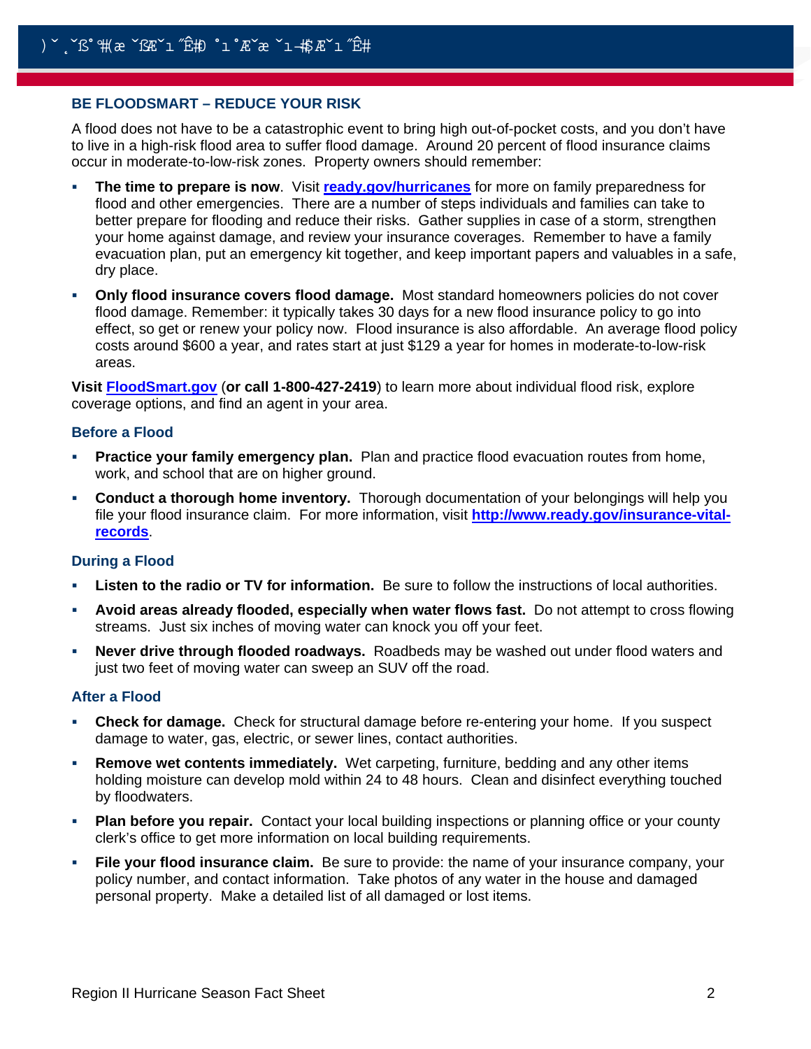## BE FLOODSMART – REDUCE YOUR RISK

A flood does not have to be a catastrophic event to bring high out-of-pocket costs, and you don't have to live in a high-risk flood area to suffer flood damage. Around 20 percent of flood insurance claims occur in moderate-to-low-risk zones. Property owners should remember:

- **The time to prepare is now**. Visit **[ready.gov/hurricanes](ready.gov/hurricanes)** for more on family preparedness for flood and other emergencies. There are a number of steps individuals and families can take to better prepare for flooding and reduce their risks. Gather supplies in case of a storm, strengthen your home against damage, and review your insurance coverages. Remember to have a family evacuation plan, put an emergency kit together, and keep important papers and valuables in a safe, dry place.
- **Only flood insurance covers flood damage.** Most standard homeowners policies do not cover flood damage. Remember: it typically takes 30 days for a new flood insurance policy to go into effect, so get or renew your policy now. Flood insurance is also affordable. An average flood policy costs around $600 a year, and rates start at just $129 a year for homes in moderate-to-low-risk areas.

**Visit [FloodSmart.gov](FloodSmart.gov)** (**or call 1-800-427-2419**) to learn more about individual flood risk, explore coverage options, and find an agent in your area.

### Before a Flood

- **Practice your family emergency plan.** Plan and practice flood evacuation routes from home, work, and school that are on higher ground.
- **Conduct a thorough home inventory.** Thorough documentation of your belongings will help you file your flood insurance claim. For more information, visit **[http://www.ready.gov/insurance-vital-records](http://www.ready.gov/insurance-vital-records)**.

### During a Flood

- **Listen to the radio or TV for information.** Be sure to follow the instructions of local authorities.
- **Avoid areas already flooded, especially when water flows fast.** Do not attempt to cross flowing streams. Just six inches of moving water can knock you off your feet.
- **Never drive through flooded roadways.** Roadbeds may be washed out under flood waters and just two feet of moving water can sweep an SUV off the road.

### After a Flood

- **Check for damage.** Check for structural damage before re-entering your home. If you suspect damage to water, gas, electric, or sewer lines, contact authorities.
- **Remove wet contents immediately.** Wet carpeting, furniture, bedding and any other items holding moisture can develop mold within 24 to 48 hours. Clean and disinfect everything touched by floodwaters.
- **Plan before you repair.** Contact your local building inspections or planning office or your county clerk's office to get more information on local building requirements.
- **File your flood insurance claim.** Be sure to provide: the name of your insurance company, your policy number, and contact information. Take photos of any water in the house and damaged personal property. Make a detailed list of all damaged or lost items.